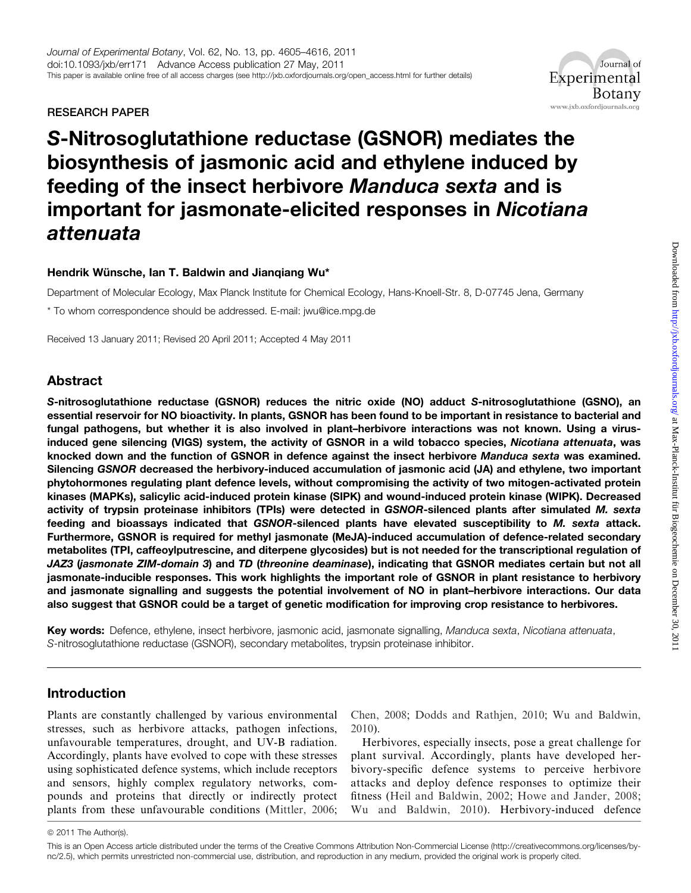RESEARCH PAPER

# *S*-Nitrosoglutathione reductase (GSNOR) mediates the biosynthesis of jasmonic acid and ethylene induced by feeding of the insect herbivore *Manduca sexta* and is important for jasmonate-elicited responses in *Nicotiana attenuata*

**Hendrik Wünsche, Ian T. Baldwin and Jianqiang Wu***

Department of Molecular Ecology, Max Planck Institute for Chemical Ecology, Hans-Knoell-Str. 8, D-07745 Jena, Germany

* To whom correspondence should be addressed. E-mail: jwu@ice.mpg.de

Received 13 January 2011; Revised 20 April 2011; Accepted 4 May 2011

## Abstract

***S*-nitrosoglutathione reductase (GSNOR) reduces the nitric oxide (NO) adduct *S*-nitrosoglutathione (GSNO), an essential reservoir for NO bioactivity. In plants, GSNOR has been found to be important in resistance to bacterial and fungal pathogens, but whether it is also involved in plant–herbivore interactions was not known. Using a virus-induced gene silencing (VIGS) system, the activity of GSNOR in a wild tobacco species, *Nicotiana attenuata*, was knocked down and the function of GSNOR in defence against the insect herbivore *Manduca sexta* was examined. Silencing *GSNOR* decreased the herbivory-induced accumulation of jasmonic acid (JA) and ethylene, two important phytohormones regulating plant defence levels, without compromising the activity of two mitogen-activated protein kinases (MAPKs), salicylic acid-induced protein kinase (SIPK) and wound-induced protein kinase (WIPK). Decreased activity of trypsin proteinase inhibitors (TPIs) were detected in *GSNOR*-silenced plants after simulated *M. sexta* feeding and bioassays indicated that *GSNOR*-silenced plants have elevated susceptibility to *M. sexta* attack. Furthermore, GSNOR is required for methyl jasmonate (MeJA)-induced accumulation of defence-related secondary metabolites (TPI, caffeoylputrescine, and diterpene glycosides) but is not needed for the transcriptional regulation of *JAZ3* (*jasmonate ZIM-domain 3*) and *TD* (*threonine deaminase*), indicating that GSNOR mediates certain but not all jasmonate-inducible responses. This work highlights the important role of GSNOR in plant resistance to herbivory and jasmonate signalling and suggests the potential involvement of NO in plant–herbivore interactions. Our data also suggest that GSNOR could be a target of genetic modification for improving crop resistance to herbivores.**

**Key words:** Defence, ethylene, insect herbivore, jasmonic acid, jasmonate signalling, *Manduca sexta*, *Nicotiana attenuata*, *S*-nitrosoglutathione reductase (GSNOR), secondary metabolites, trypsin proteinase inhibitor.

## Introduction

Plants are constantly challenged by various environmental stresses, such as herbivore attacks, pathogen infections, unfavourable temperatures, drought, and UV-B radiation. Accordingly, plants have evolved to cope with these stresses using sophisticated defence systems, which include receptors and sensors, highly complex regulatory networks, compounds and proteins that directly or indirectly protect plants from these unfavourable conditions (Mittler, 2006; Chen, 2008; Dodds and Rathjen, 2010; Wu and Baldwin, 2010).

Herbivores, especially insects, pose a great challenge for plant survival. Accordingly, plants have developed herbivory-specific defence systems to perceive herbivore attacks and deploy defence responses to optimize their fitness (Heil and Baldwin, 2002; Howe and Jander, 2008; Wu and Baldwin, 2010). Herbivory-induced defence

© 2011 The Author(s).

This is an Open Access article distributed under the terms of the Creative Commons Attribution Non-Commercial License (http://creativecommons.org/licenses/by-nc/2.5), which permits unrestricted non-commercial use, distribution, and reproduction in any medium, provided the original work is properly cited.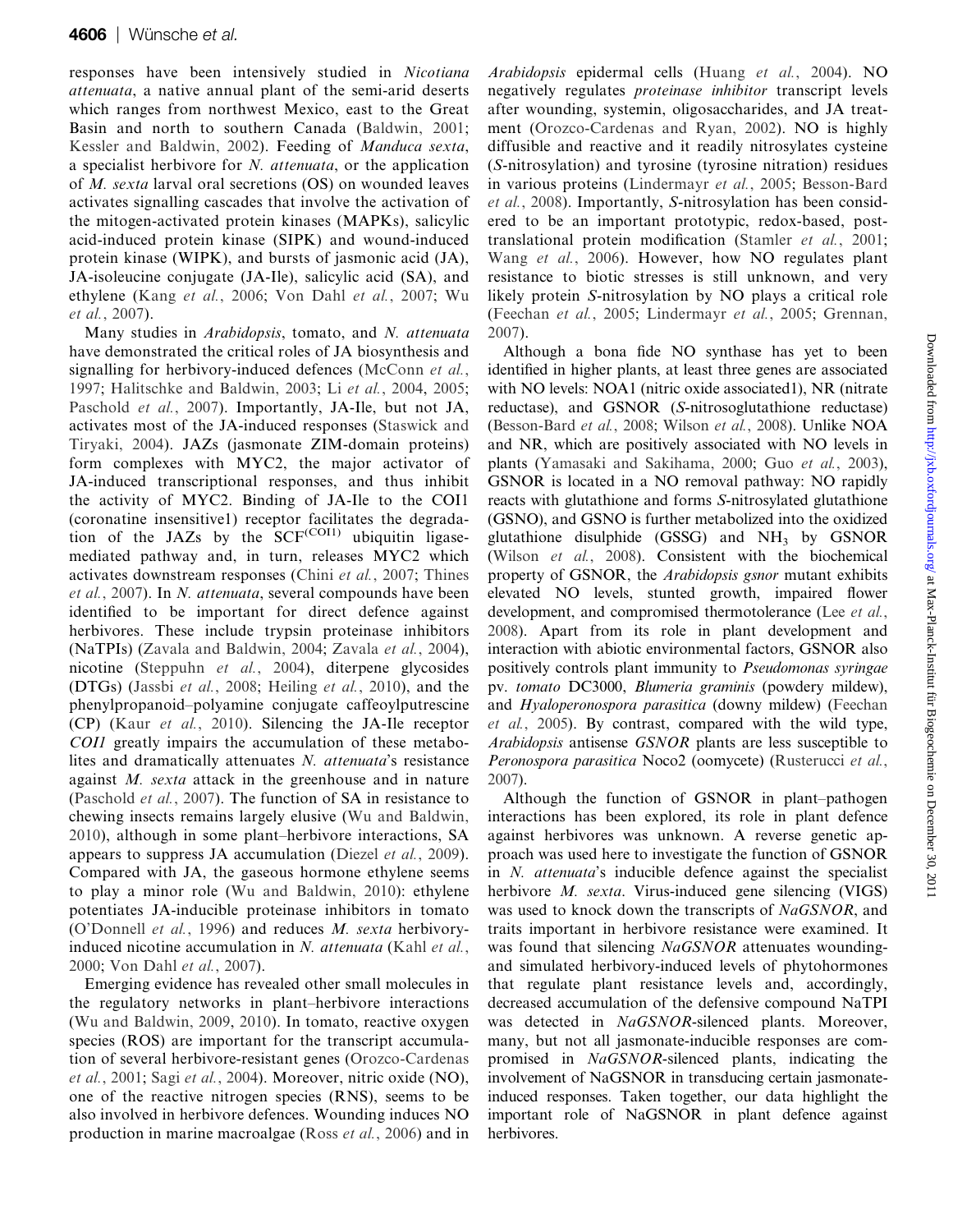responses have been intensively studied in *Nicotiana attenuata*, a native annual plant of the semi-arid deserts which ranges from northwest Mexico, east to the Great Basin and north to southern Canada (Baldwin, 2001; Kessler and Baldwin, 2002). Feeding of *Manduca sexta*, a specialist herbivore for *N. attenuata*, or the application of *M. sexta* larval oral secretions (OS) on wounded leaves activates signalling cascades that involve the activation of the mitogen-activated protein kinases (MAPKs), salicylic acid-induced protein kinase (SIPK) and wound-induced protein kinase (WIPK), and bursts of jasmonic acid (JA), JA-isoleucine conjugate (JA-Ile), salicylic acid (SA), and ethylene (Kang *et al.*, 2006; Von Dahl *et al.*, 2007; Wu *et al.*, 2007).

Many studies in *Arabidopsis*, tomato, and *N. attenuata* have demonstrated the critical roles of JA biosynthesis and signalling for herbivory-induced defences (McConn *et al.*, 1997; Halitschke and Baldwin, 2003; Li *et al.*, 2004, 2005; Paschold *et al.*, 2007). Importantly, JA-Ile, but not JA, activates most of the JA-induced responses (Staswick and Tiryaki, 2004). JAZs (jasmonate ZIM-domain proteins) form complexes with MYC2, the major activator of JA-induced transcriptional responses, and thus inhibit the activity of MYC2. Binding of JA-Ile to the COI1 (coronatine insensitive1) receptor facilitates the degradation of the JAZs by the $SCF^{(COI1)}$ ubiquitin ligase-mediated pathway and, in turn, releases MYC2 which activates downstream responses (Chini *et al.*, 2007; Thines *et al.*, 2007). In *N. attenuata*, several compounds have been identified to be important for direct defence against herbivores. These include trypsin proteinase inhibitors (NaTPIs) (Zavala and Baldwin, 2004; Zavala *et al.*, 2004), nicotine (Steppuhn *et al.*, 2004), diterpene glycosides (DTGs) (Jassbi *et al.*, 2008; Heiling *et al.*, 2010), and the phenylpropanoid–polyamine conjugate caffeoylputrescine (CP) (Kaur *et al.*, 2010). Silencing the JA-Ile receptor *COI1* greatly impairs the accumulation of these metabolites and dramatically attenuates *N. attenuata*'s resistance against *M. sexta* attack in the greenhouse and in nature (Paschold *et al.*, 2007). The function of SA in resistance to chewing insects remains largely elusive (Wu and Baldwin, 2010), although in some plant–herbivore interactions, SA appears to suppress JA accumulation (Diezel *et al.*, 2009). Compared with JA, the gaseous hormone ethylene seems to play a minor role (Wu and Baldwin, 2010): ethylene potentiates JA-inducible proteinase inhibitors in tomato (O'Donnell *et al.*, 1996) and reduces *M. sexta* herbivory-induced nicotine accumulation in *N. attenuata* (Kahl *et al.*, 2000; Von Dahl *et al.*, 2007).

Emerging evidence has revealed other small molecules in the regulatory networks in plant–herbivore interactions (Wu and Baldwin, 2009, 2010). In tomato, reactive oxygen species (ROS) are important for the transcript accumulation of several herbivore-resistant genes (Orozco-Cardenas *et al.*, 2001; Sagi *et al.*, 2004). Moreover, nitric oxide (NO), one of the reactive nitrogen species (RNS), seems to be also involved in herbivore defences. Wounding induces NO production in marine macroalgae (Ross *et al.*, 2006) and in *Arabidopsis* epidermal cells (Huang *et al.*, 2004). NO negatively regulates *proteinase inhibitor* transcript levels after wounding, systemin, oligosaccharides, and JA treatment (Orozco-Cardenas and Ryan, 2002). NO is highly diffusible and reactive and it readily nitrosylates cysteine (*S*-nitrosylation) and tyrosine (tyrosine nitration) residues in various proteins (Lindermayr *et al.*, 2005; Besson-Bard *et al.*, 2008). Importantly, *S*-nitrosylation has been considered to be an important prototypic, redox-based, post-translational protein modification (Stamler *et al.*, 2001; Wang *et al.*, 2006). However, how NO regulates plant resistance to biotic stresses is still unknown, and very likely protein *S*-nitrosylation by NO plays a critical role (Feechan *et al.*, 2005; Lindermayr *et al.*, 2005; Grennan, 2007).

Although a bona fide NO synthase has yet to been identified in higher plants, at least three genes are associated with NO levels: NOA1 (nitric oxide associated1), NR (nitrate reductase), and GSNOR (*S*-nitrosoglutathione reductase) (Besson-Bard *et al.*, 2008; Wilson *et al.*, 2008). Unlike NOA and NR, which are positively associated with NO levels in plants (Yamasaki and Sakihama, 2000; Guo *et al.*, 2003), GSNOR is located in a NO removal pathway: NO rapidly reacts with glutathione and forms *S*-nitrosylated glutathione (GSNO), and GSNO is further metabolized into the oxidized glutathione disulphide (GSSG) and $NH_3$ by GSNOR (Wilson *et al.*, 2008). Consistent with the biochemical property of GSNOR, the *Arabidopsis gsnor* mutant exhibits elevated NO levels, stunted growth, impaired flower development, and compromised thermotolerance (Lee *et al.*, 2008). Apart from its role in plant development and interaction with abiotic environmental factors, GSNOR also positively controls plant immunity to *Pseudomonas syringae* pv. *tomato* DC3000, *Blumeria graminis* (powdery mildew), and *Hyaloperonospora parasitica* (downy mildew) (Feechan *et al.*, 2005). By contrast, compared with the wild type, *Arabidopsis* antisense *GSNOR* plants are less susceptible to *Peronospora parasitica* Noco2 (oomycete) (Rusterucci *et al.*, 2007).

Although the function of GSNOR in plant–pathogen interactions has been explored, its role in plant defence against herbivores was unknown. A reverse genetic approach was used here to investigate the function of GSNOR in *N. attenuata*'s inducible defence against the specialist herbivore *M. sexta*. Virus-induced gene silencing (VIGS) was used to knock down the transcripts of *NaGSNOR*, and traits important in herbivore resistance were examined. It was found that silencing *NaGSNOR* attenuates wounding- and simulated herbivory-induced levels of phytohormones that regulate plant resistance levels and, accordingly, decreased accumulation of the defensive compound NaTPI was detected in *NaGSNOR*-silenced plants. Moreover, many, but not all jasmonate-inducible responses are compromised in *NaGSNOR*-silenced plants, indicating the involvement of NaGSNOR in transducing certain jasmonate-induced responses. Taken together, our data highlight the important role of NaGSNOR in plant defence against herbivores.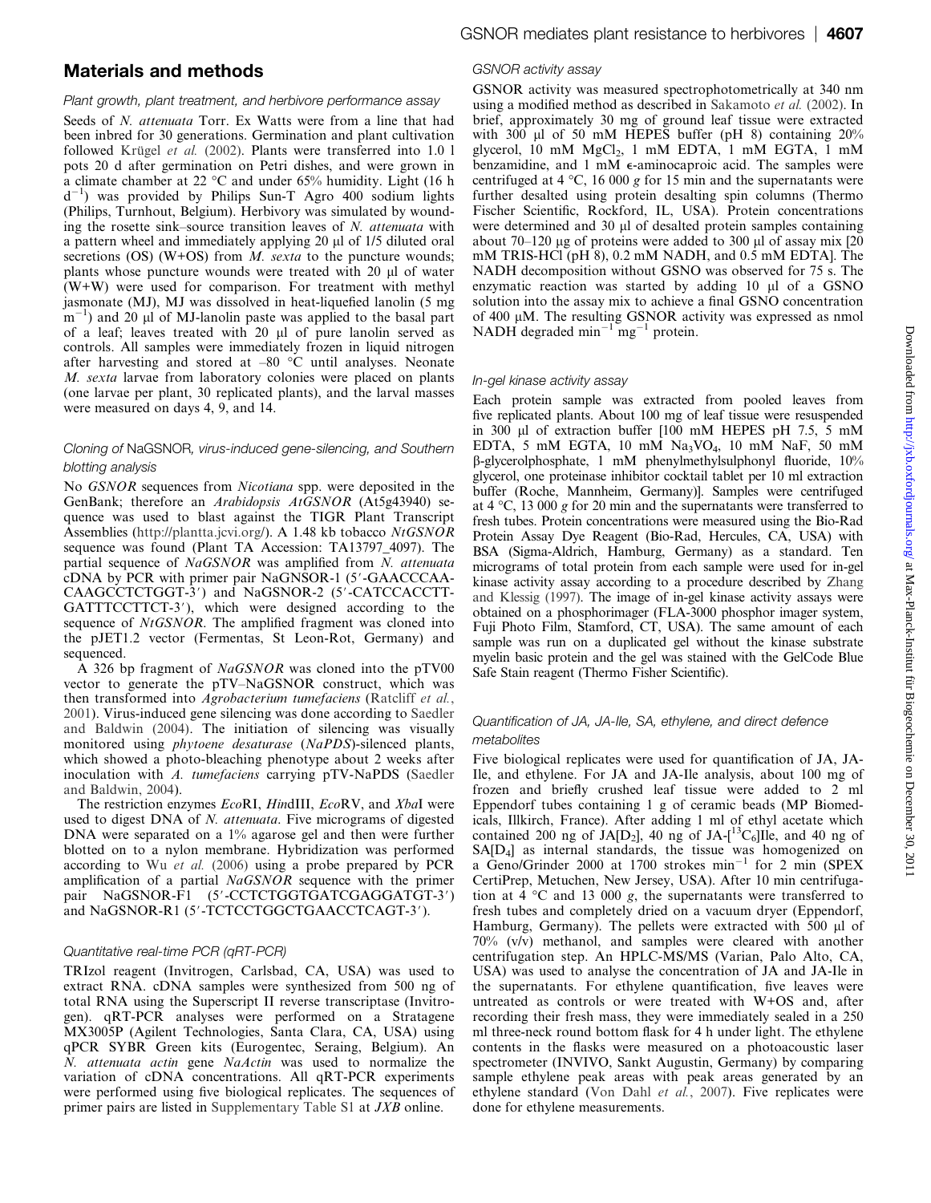## Materials and methods

### Plant growth, plant treatment, and herbivore performance assay

Seeds of *N. attenuata* Torr. Ex Watts were from a line that had been inbred for 30 generations. Germination and plant cultivation followed Krügel *et al.* (2002). Plants were transferred into 1.0 l pots 20 d after germination on Petri dishes, and were grown in a climate chamber at 22 °C and under 65% humidity. Light (16 h $d^{-1}$) was provided by Philips Sun-T Agro 400 sodium lights (Philips, Turnhout, Belgium). Herbivory was simulated by wounding the rosette sink–source transition leaves of *N. attenuata* with a pattern wheel and immediately applying 20 μl of 1/5 diluted oral secretions (OS) (W+OS) from *M. sexta* to the puncture wounds; plants whose puncture wounds were treated with 20 μl of water (W+W) were used for comparison. For treatment with methyl jasmonate (MJ), MJ was dissolved in heat-liquefied lanolin (5 mg $m^{-1}$) and 20 μl of MJ-lanolin paste was applied to the basal part of a leaf; leaves treated with 20 μl of pure lanolin served as controls. All samples were immediately frozen in liquid nitrogen after harvesting and stored at –80 °C until analyses. Neonate *M. sexta* larvae from laboratory colonies were placed on plants (one larvae per plant, 30 replicated plants), and the larval masses were measured on days 4, 9, and 14.

### Cloning of *NaGSNOR*, virus-induced gene-silencing, and Southern blotting analysis

No *GSNOR* sequences from *Nicotiana* spp. were deposited in the GenBank; therefore an *Arabidopsis AtGSNOR* (At5g43940) sequence was used to blast against the TIGR Plant Transcript Assemblies (http://plantta.jcvi.org/). A 1.48 kb tobacco *NtGSNOR* sequence was found (Plant TA Accession: TA13797_4097). The partial sequence of *NaGSNOR* was amplified from *N. attenuata* cDNA by PCR with primer pair NaGNSOR-1 (5′-GAACCCAA-CAAGCCTCTGGT-3′) and NaGSNOR-2 (5′-CATCCACCTT-GATTTCCTTCT-3′), which were designed according to the sequence of *NtGSNOR*. The amplified fragment was cloned into the pJET1.2 vector (Fermentas, St Leon-Rot, Germany) and sequenced.

A 326 bp fragment of *NaGSNOR* was cloned into the pTV00 vector to generate the pTV–NaGSNOR construct, which was then transformed into *Agrobacterium tumefaciens* (Ratcliff *et al.*, 2001). Virus-induced gene silencing was done according to Saedler and Baldwin (2004). The initiation of silencing was visually monitored using *phytoene desaturase* (*NaPDS*)-silenced plants, which showed a photo-bleaching phenotype about 2 weeks after inoculation with *A. tumefaciens* carrying pTV-NaPDS (Saedler and Baldwin, 2004).

The restriction enzymes *Eco*RI, *Hin*dIII, *Eco*RV, and *Xba*I were used to digest DNA of *N. attenuata*. Five micrograms of digested DNA were separated on a 1% agarose gel and then were further blotted on to a nylon membrane. Hybridization was performed according to Wu *et al.* (2006) using a probe prepared by PCR amplification of a partial *NaGSNOR* sequence with the primer pair NaGSNOR-F1 (5′-CCTCTGGTGATCGAGGATGT-3′) and NaGSNOR-R1 (5′-TCTCCTGGCTGAACCTCAGT-3′).

### Quantitative real-time PCR (qRT-PCR)

TRIzol reagent (Invitrogen, Carlsbad, CA, USA) was used to extract RNA. cDNA samples were synthesized from 500 ng of total RNA using the Superscript II reverse transcriptase (Invitrogen). qRT-PCR analyses were performed on a Stratagene MX3005P (Agilent Technologies, Santa Clara, CA, USA) using qPCR SYBR Green kits (Eurogentec, Seraing, Belgium). An *N. attenuata actin* gene *NaActin* was used to normalize the variation of cDNA concentrations. All qRT-PCR experiments were performed using five biological replicates. The sequences of primer pairs are listed in Supplementary Table S1 at *JXB* online.

### GSNOR activity assay

GSNOR activity was measured spectrophotometrically at 340 nm using a modified method as described in Sakamoto *et al.* (2002). In brief, approximately 30 mg of ground leaf tissue were extracted with 300 μl of 50 mM HEPES buffer (pH 8) containing 20% glycerol, 10 mM $MgCl_2$, 1 mM EDTA, 1 mM EGTA, 1 mM benzamidine, and 1 mM ε-aminocaproic acid. The samples were centrifuged at 4 °C, 16 000 *g* for 15 min and the supernatants were further desalted using protein desalting spin columns (Thermo Fischer Scientific, Rockford, IL, USA). Protein concentrations were determined and 30 μl of desalted protein samples containing about 70–120 μg of proteins were added to 300 μl of assay mix [20 mM TRIS-HCl (pH 8), 0.2 mM NADH, and 0.5 mM EDTA]. The NADH decomposition without GSNO was observed for 75 s. The enzymatic reaction was started by adding 10 μl of a GSNO solution into the assay mix to achieve a final GSNO concentration of 400 μM. The resulting GSNOR activity was expressed as nmol NADH degraded $min^{-1}$ $mg^{-1}$ protein.

### In-gel kinase activity assay

Each protein sample was extracted from pooled leaves from five replicated plants. About 100 mg of leaf tissue were resuspended in 300 μl of extraction buffer [100 mM HEPES pH 7.5, 5 mM EDTA, 5 mM EGTA, 10 mM $Na_3VO_4$, 10 mM NaF, 50 mM β-glycerolphosphate, 1 mM phenylmethylsulphonyl fluoride, 10% glycerol, one proteinase inhibitor cocktail tablet per 10 ml extraction buffer (Roche, Mannheim, Germany)]. Samples were centrifuged at 4 °C, 13 000 *g* for 20 min and the supernatants were transferred to fresh tubes. Protein concentrations were measured using the Bio-Rad Protein Assay Dye Reagent (Bio-Rad, Hercules, CA, USA) with BSA (Sigma-Aldrich, Hamburg, Germany) as a standard. Ten micrograms of total protein from each sample were used for in-gel kinase activity assay according to a procedure described by Zhang and Klessig (1997). The image of in-gel kinase activity assays were obtained on a phosphorimager (FLA-3000 phosphor imager system, Fuji Photo Film, Stamford, CT, USA). The same amount of each sample was run on a duplicated gel without the kinase substrate myelin basic protein and the gel was stained with the GelCode Blue Safe Stain reagent (Thermo Fisher Scientific).

### Quantification of JA, JA-Ile, SA, ethylene, and direct defence metabolites

Five biological replicates were used for quantification of JA, JA-Ile, and ethylene. For JA and JA-Ile analysis, about 100 mg of frozen and briefly crushed leaf tissue were added to 2 ml Eppendorf tubes containing 1 g of ceramic beads (MP Biomedicals, Illkirch, France). After adding 1 ml of ethyl acetate which contained 200 ng of JA[$D_2$], 40 ng of JA-[$^{13}C_6$]Ile, and 40 ng of SA[$D_4$] as internal standards, the tissue was homogenized on a Geno/Grinder 2000 at 1700 strokes $min^{-1}$ for 2 min (SPEX CertiPrep, Metuchen, New Jersey, USA). After 10 min centrifugation at 4 °C and 13 000 *g*, the supernatants were transferred to fresh tubes and completely dried on a vacuum dryer (Eppendorf, Hamburg, Germany). The pellets were extracted with 500 μl of 70% (v/v) methanol, and samples were cleared with another centrifugation step. An HPLC-MS/MS (Varian, Palo Alto, CA, USA) was used to analyse the concentration of JA and JA-Ile in the supernatants. For ethylene quantification, five leaves were untreated as controls or were treated with W+OS and, after recording their fresh mass, they were immediately sealed in a 250 ml three-neck round bottom flask for 4 h under light. The ethylene contents in the flasks were measured on a photoacoustic laser spectrometer (INVIVO, Sankt Augustin, Germany) by comparing sample ethylene peak areas with peak areas generated by an ethylene standard (Von Dahl *et al.*, 2007). Five replicates were done for ethylene measurements.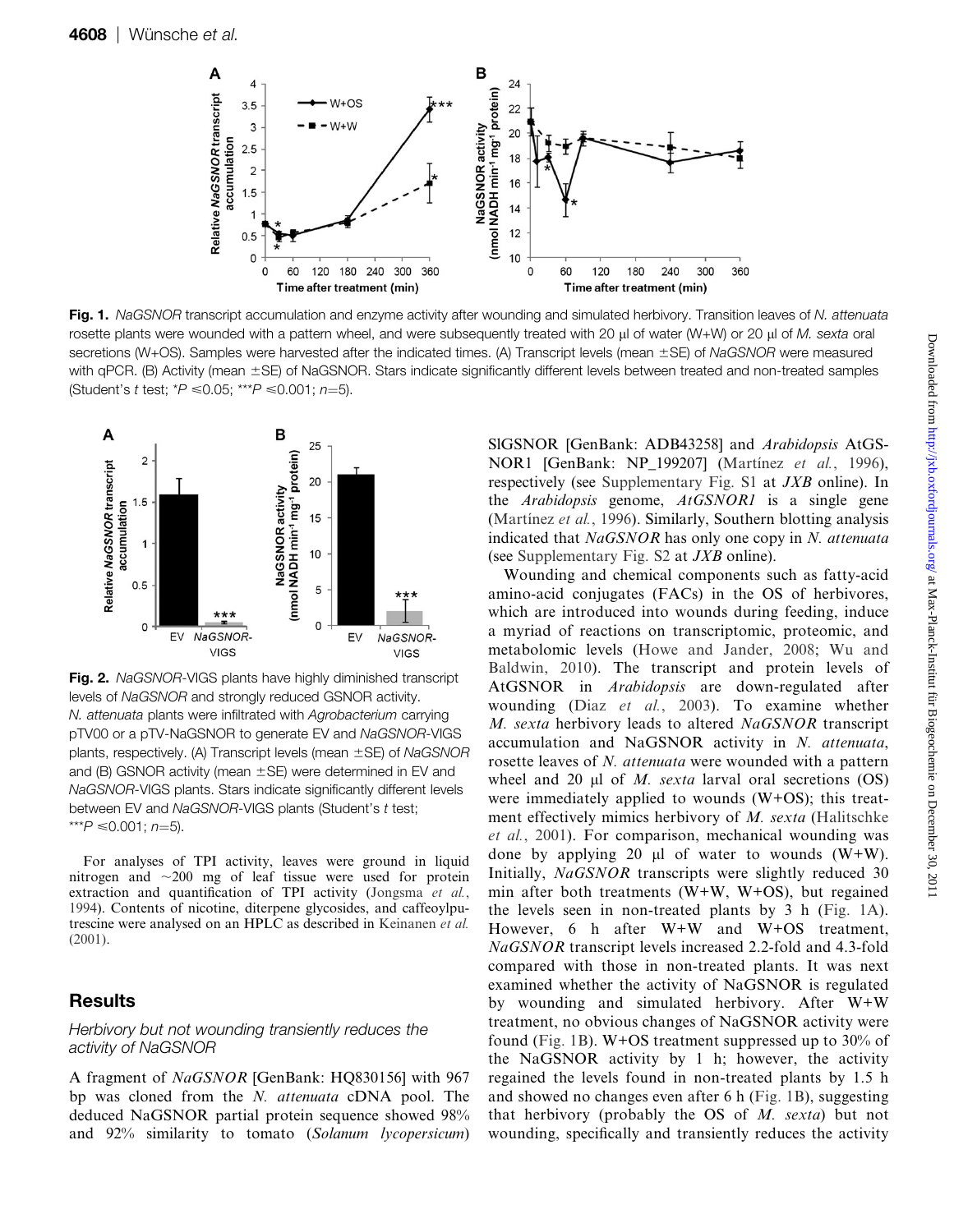**Fig. 1.** *NaGSNOR* transcript accumulation and enzyme activity after wounding and simulated herbivory. Transition leaves of *N. attenuata* rosette plants were wounded with a pattern wheel, and were subsequently treated with 20 μl of water (W+W) or 20 μl of *M. sexta* oral secretions (W+OS). Samples were harvested after the indicated times. (A) Transcript levels (mean ±SE) of *NaGSNOR* were measured with qPCR. (B) Activity (mean ±SE) of NaGSNOR. Stars indicate significantly different levels between treated and non-treated samples (Student's *t* test; $^{*}P \leq 0.05$; $^{***}P \leq 0.001$; $n=5$).

**Fig. 2.** *NaGSNOR*-VIGS plants have highly diminished transcript levels of *NaGSNOR* and strongly reduced GSNOR activity. *N. attenuata* plants were infiltrated with *Agrobacterium* carrying pTV00 or a pTV-NaGSNOR to generate EV and *NaGSNOR*-VIGS plants, respectively. (A) Transcript levels (mean ±SE) of *NaGSNOR* and (B) GSNOR activity (mean ±SE) were determined in EV and *NaGSNOR*-VIGS plants. Stars indicate significantly different levels between EV and *NaGSNOR*-VIGS plants (Student's *t* test; $^{***}P \leq 0.001$; $n=5$).

For analyses of TPI activity, leaves were ground in liquid nitrogen and ~200 mg of leaf tissue were used for protein extraction and quantification of TPI activity (Jongsma *et al.*, 1994). Contents of nicotine, diterpene glycosides, and caffeoylputrescine were analysed on an HPLC as described in Keinanen *et al.* (2001).

## Results

### Herbivory but not wounding transiently reduces the activity of NaGSNOR

A fragment of *NaGSNOR* [GenBank: HQ830156] with 967 bp was cloned from the *N. attenuata* cDNA pool. The deduced NaGSNOR partial protein sequence showed 98% and 92% similarity to tomato (*Solanum lycopersicum*) SlGSNOR [GenBank: ADB43258] and *Arabidopsis* AtGSNOR1 [GenBank: NP_199207] (Martínez *et al.*, 1996), respectively (see Supplementary Fig. S1 at *JXB* online). In the *Arabidopsis* genome, *AtGSNOR1* is a single gene (Martínez *et al.*, 1996). Similarly, Southern blotting analysis indicated that *NaGSNOR* has only one copy in *N. attenuata* (see Supplementary Fig. S2 at *JXB* online).

Wounding and chemical components such as fatty-acid amino-acid conjugates (FACs) in the OS of herbivores, which are introduced into wounds during feeding, induce a myriad of reactions on transcriptomic, proteomic, and metabolomic levels (Howe and Jander, 2008; Wu and Baldwin, 2010). The transcript and protein levels of AtGSNOR in *Arabidopsis* are down-regulated after wounding (Diaz *et al.*, 2003). To examine whether *M. sexta* herbivory leads to altered *NaGSNOR* transcript accumulation and NaGSNOR activity in *N. attenuata*, rosette leaves of *N. attenuata* were wounded with a pattern wheel and 20 μl of *M. sexta* larval oral secretions (OS) were immediately applied to wounds (W+OS); this treatment effectively mimics herbivory of *M. sexta* (Halitschke *et al.*, 2001). For comparison, mechanical wounding was done by applying 20 μl of water to wounds (W+W). Initially, *NaGSNOR* transcripts were slightly reduced 30 min after both treatments (W+W, W+OS), but regained the levels seen in non-treated plants by 3 h (Fig. 1A). However, 6 h after W+W and W+OS treatment, *NaGSNOR* transcript levels increased 2.2-fold and 4.3-fold compared with those in non-treated plants. It was next examined whether the activity of NaGSNOR is regulated by wounding and simulated herbivory. After W+W treatment, no obvious changes of NaGSNOR activity were found (Fig. 1B). W+OS treatment suppressed up to 30% of the NaGSNOR activity by 1 h; however, the activity regained the levels found in non-treated plants by 1.5 h and showed no changes even after 6 h (Fig. 1B), suggesting that herbivory (probably the OS of *M. sexta*) but not wounding, specifically and transiently reduces the activity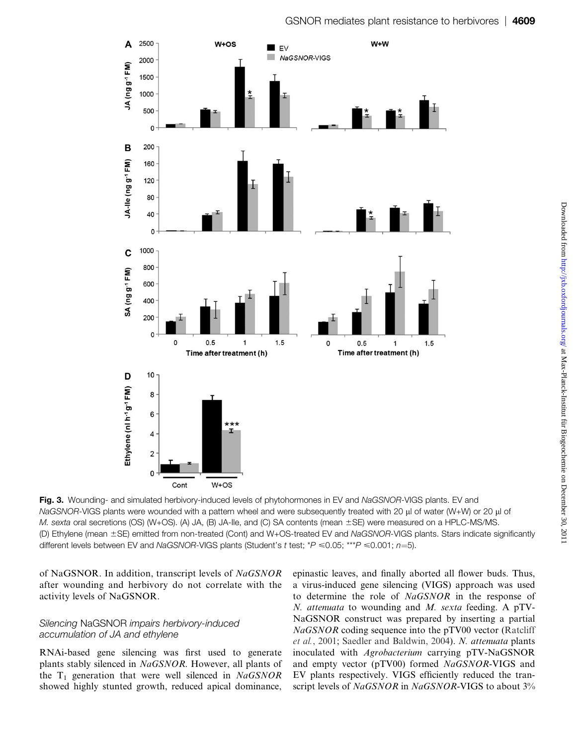Fig. 3. Wounding- and simulated herbivory-induced levels of phytohormones in EV and *NaGSNOR*-VIGS plants. EV and *NaGSNOR*-VIGS plants were wounded with a pattern wheel and were subsequently treated with 20 μl of water (W+W) or 20 μl of *M. sexta* oral secretions (OS) (W+OS). (A) JA, (B) JA-Ile, and (C) SA contents (mean ±SE) were measured on a HPLC-MS/MS. (D) Ethylene (mean ±SE) emitted from non-treated (Cont) and W+OS-treated EV and *NaGSNOR*-VIGS plants. Stars indicate significantly different levels between EV and *NaGSNOR*-VIGS plants (Student's *t* test; $^{*}P \leq 0.05$; $^{***}P \leq 0.001$; $n=5$).

of NaGSNOR. In addition, transcript levels of *NaGSNOR* after wounding and herbivory do not correlate with the activity levels of NaGSNOR.

### *Silencing* NaGSNOR *impairs herbivory-induced accumulation of JA and ethylene*

RNAi-based gene silencing was first used to generate plants stably silenced in *NaGSNOR*. However, all plants of the $T_1$ generation that were well silenced in *NaGSNOR* showed highly stunted growth, reduced apical dominance, epinastic leaves, and finally aborted all flower buds. Thus, a virus-induced gene silencing (VIGS) approach was used to determine the role of *NaGSNOR* in the response of *N. attenuata* to wounding and *M. sexta* feeding. A pTV-NaGSNOR construct was prepared by inserting a partial *NaGSNOR* coding sequence into the pTV00 vector (Ratcliff *et al.*, 2001; Saedler and Baldwin, 2004). *N. attenuata* plants inoculated with *Agrobacterium* carrying pTV-NaGSNOR and empty vector (pTV00) formed *NaGSNOR*-VIGS and EV plants respectively. VIGS efficiently reduced the transcript levels of *NaGSNOR* in *NaGSNOR*-VIGS to about 3%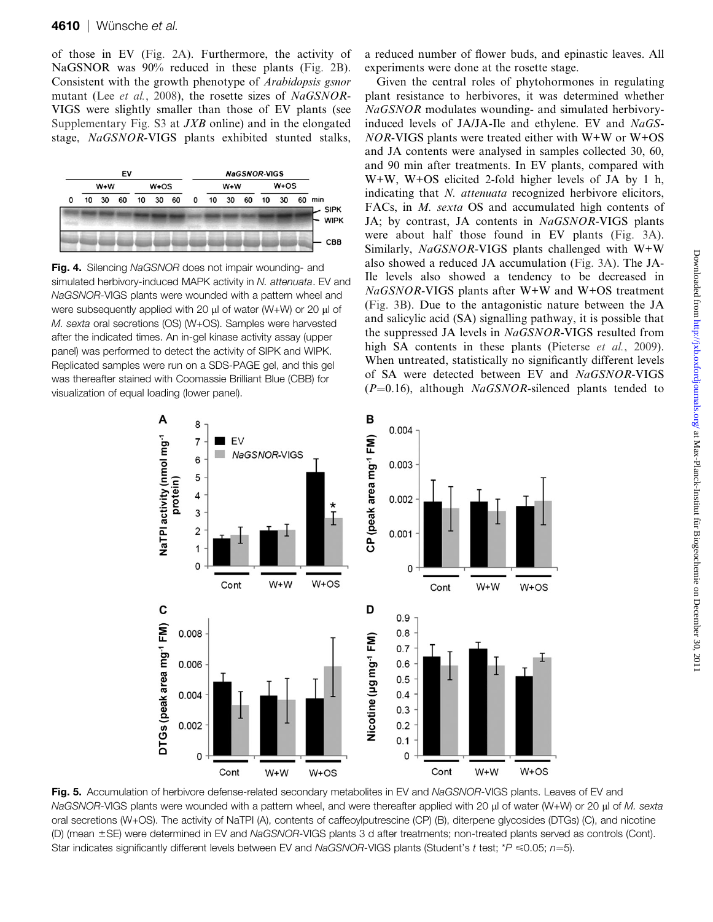of those in EV (Fig. 2A). Furthermore, the activity of NaGSNOR was 90% reduced in these plants (Fig. 2B). Consistent with the growth phenotype of *Arabidopsis gsnor* mutant (Lee *et al.*, 2008), the rosette sizes of *NaGSNOR*-VIGS were slightly smaller than those of EV plants (see Supplementary Fig. S3 at *JXB* online) and in the elongated stage, *NaGSNOR*-VIGS plants exhibited stunted stalks, a reduced number of flower buds, and epinastic leaves. All experiments were done at the rosette stage.

**Fig. 4.** Silencing *NaGSNOR* does not impair wounding- and simulated herbivory-induced MAPK activity in *N. attenuata*. EV and *NaGSNOR*-VIGS plants were wounded with a pattern wheel and were subsequently applied with 20 µl of water (W+W) or 20 µl of *M. sexta* oral secretions (OS) (W+OS). Samples were harvested after the indicated times. An in-gel kinase activity assay (upper panel) was performed to detect the activity of SIPK and WIPK. Replicated samples were run on a SDS-PAGE gel, and this gel was thereafter stained with Coomassie Brilliant Blue (CBB) for visualization of equal loading (lower panel).

Given the central roles of phytohormones in regulating plant resistance to herbivores, it was determined whether *NaGSNOR* modulates wounding- and simulated herbivory-induced levels of JA/JA-Ile and ethylene. EV and *NaGSNOR*-VIGS plants were treated either with W+W or W+OS and JA contents were analysed in samples collected 30, 60, and 90 min after treatments. In EV plants, compared with W+W, W+OS elicited 2-fold higher levels of JA by 1 h, indicating that *N. attenuata* recognized herbivore elicitors, FACs, in *M. sexta* OS and accumulated high contents of JA; by contrast, JA contents in *NaGSNOR*-VIGS plants were about half those found in EV plants (Fig. 3A). Similarly, *NaGSNOR*-VIGS plants challenged with W+W also showed a reduced JA accumulation (Fig. 3A). The JA-Ile levels also showed a tendency to be decreased in *NaGSNOR*-VIGS plants after W+W and W+OS treatment (Fig. 3B). Due to the antagonistic nature between the JA and salicylic acid (SA) signalling pathway, it is possible that the suppressed JA levels in *NaGSNOR*-VIGS resulted from high SA contents in these plants (Pieterse *et al.*, 2009). When untreated, statistically no significantly different levels of SA were detected between EV and *NaGSNOR*-VIGS ($P$=0.16), although *NaGSNOR*-silenced plants tended to

**Fig. 5.** Accumulation of herbivore defense-related secondary metabolites in EV and *NaGSNOR*-VIGS plants. Leaves of EV and *NaGSNOR*-VIGS plants were wounded with a pattern wheel, and were thereafter applied with 20 µl of water (W+W) or 20 µl of *M. sexta* oral secretions (W+OS). The activity of NaTPI (A), contents of caffeoylputrescine (CP) (B), diterpene glycosides (DTGs) (C), and nicotine (D) (mean ±SE) were determined in EV and *NaGSNOR*-VIGS plants 3 d after treatments; non-treated plants served as controls (Cont). Star indicates significantly different levels between EV and *NaGSNOR*-VIGS plants (Student's *t* test; *$P$ ≤0.05; $n$=5).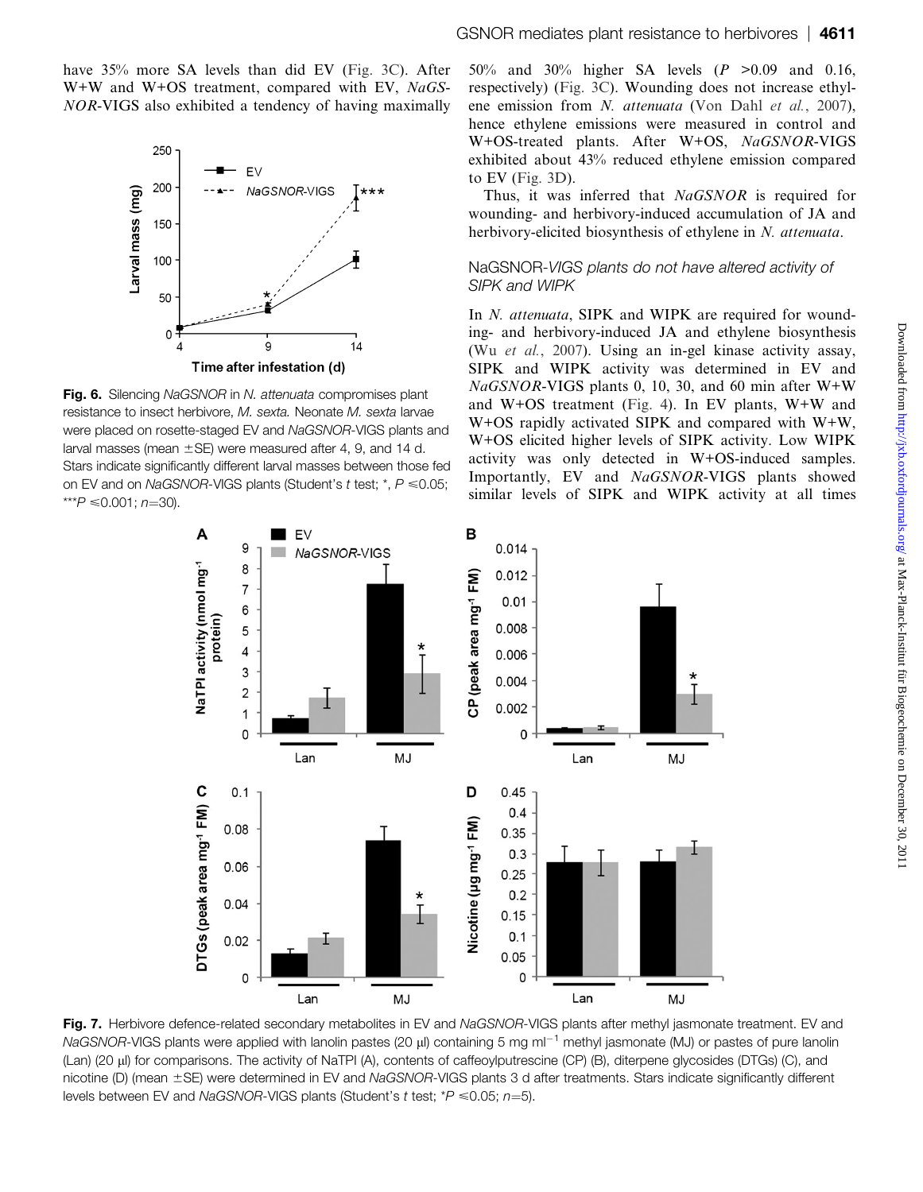have 35% more SA levels than did EV (Fig. 3C). After W+W and W+OS treatment, compared with EV, *NaGSNOR*-VIGS also exhibited a tendency of having maximally 50% and 30% higher SA levels ($P$ >0.09 and 0.16, respectively) (Fig. 3C). Wounding does not increase ethylene emission from *N. attenuata* (Von Dahl *et al.*, 2007), hence ethylene emissions were measured in control and W+OS-treated plants. After W+OS, *NaGSNOR*-VIGS exhibited about 43% reduced ethylene emission compared to EV (Fig. 3D).

Thus, it was inferred that *NaGSNOR* is required for wounding- and herbivory-induced accumulation of JA and herbivory-elicited biosynthesis of ethylene in *N. attenuata*.

**Fig. 6.** Silencing *NaGSNOR* in *N. attenuata* compromises plant resistance to insect herbivore, *M. sexta*. Neonate *M. sexta* larvae were placed on rosette-staged EV and *NaGSNOR*-VIGS plants and larval masses (mean ±SE) were measured after 4, 9, and 14 d. Stars indicate significantly different larval masses between those fed on EV and on *NaGSNOR*-VIGS plants (Student's $t$ test; *, $P \leqslant 0.05$; ***$P \leqslant 0.001$; $n$=30).

### NaGSNOR-*VIGS plants do not have altered activity of SIPK and WIPK*

In *N. attenuata*, SIPK and WIPK are required for wounding- and herbivory-induced JA and ethylene biosynthesis (Wu *et al.*, 2007). Using an in-gel kinase activity assay, SIPK and WIPK activity was determined in EV and *NaGSNOR*-VIGS plants 0, 10, 30, and 60 min after W+W and W+OS treatment (Fig. 4). In EV plants, W+W and W+OS rapidly activated SIPK and compared with W+W, W+OS elicited higher levels of SIPK activity. Low WIPK activity was only detected in W+OS-induced samples. Importantly, EV and *NaGSNOR*-VIGS plants showed similar levels of SIPK and WIPK activity at all times

**Fig. 7.** Herbivore defence-related secondary metabolites in EV and *NaGSNOR*-VIGS plants after methyl jasmonate treatment. EV and *NaGSNOR*-VIGS plants were applied with lanolin pastes (20 μl) containing 5 mg ml$^{-1}$ methyl jasmonate (MJ) or pastes of pure lanolin (Lan) (20 μl) for comparisons. The activity of NaTPI (A), contents of caffeoylputrescine (CP) (B), diterpene glycosides (DTGs) (C), and nicotine (D) (mean ±SE) were determined in EV and *NaGSNOR*-VIGS plants 3 d after treatments. Stars indicate significantly different levels between EV and *NaGSNOR*-VIGS plants (Student's $t$ test; *$P \leqslant 0.05$; $n$=5).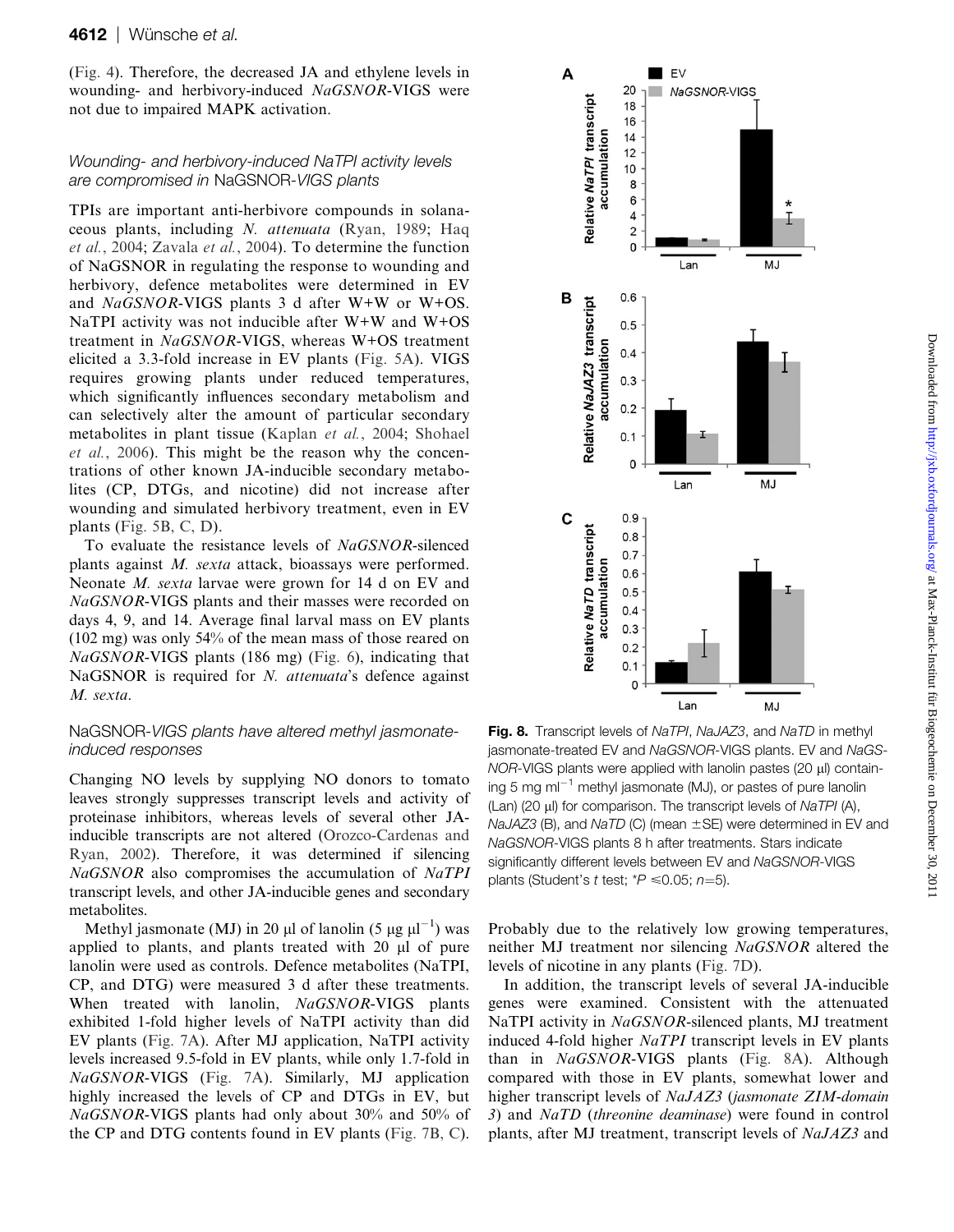(Fig. 4). Therefore, the decreased JA and ethylene levels in wounding- and herbivory-induced *NaGSNOR*-VIGS were not due to impaired MAPK activation.

### *Wounding- and herbivory-induced NaTPI activity levels are compromised in* NaGSNOR-*VIGS plants*

TPIs are important anti-herbivore compounds in solanaceous plants, including *N. attenuata* (Ryan, 1989; Haq *et al.*, 2004; Zavala *et al.*, 2004). To determine the function of NaGSNOR in regulating the response to wounding and herbivory, defence metabolites were determined in EV and *NaGSNOR*-VIGS plants 3 d after W+W or W+OS. NaTPI activity was not inducible after W+W and W+OS treatment in *NaGSNOR*-VIGS, whereas W+OS treatment elicited a 3.3-fold increase in EV plants (Fig. 5A). VIGS requires growing plants under reduced temperatures, which significantly influences secondary metabolism and can selectively alter the amount of particular secondary metabolites in plant tissue (Kaplan *et al.*, 2004; Shohael *et al.*, 2006). This might be the reason why the concentrations of other known JA-inducible secondary metabolites (CP, DTGs, and nicotine) did not increase after wounding and simulated herbivory treatment, even in EV plants (Fig. 5B, C, D).

To evaluate the resistance levels of *NaGSNOR*-silenced plants against *M. sexta* attack, bioassays were performed. Neonate *M. sexta* larvae were grown for 14 d on EV and *NaGSNOR*-VIGS plants and their masses were recorded on days 4, 9, and 14. Average final larval mass on EV plants (102 mg) was only 54% of the mean mass of those reared on *NaGSNOR*-VIGS plants (186 mg) (Fig. 6), indicating that NaGSNOR is required for *N. attenuata*'s defence against *M. sexta*.

### NaGSNOR-*VIGS plants have altered methyl jasmonate-induced responses*

Changing NO levels by supplying NO donors to tomato leaves strongly suppresses transcript levels and activity of proteinase inhibitors, whereas levels of several other JA-inducible transcripts are not altered (Orozco-Cardenas and Ryan, 2002). Therefore, it was determined if silencing *NaGSNOR* also compromises the accumulation of *NaTPI* transcript levels, and other JA-inducible genes and secondary metabolites.

Methyl jasmonate (MJ) in 20 μl of lanolin (5 μg $\mu l^{-1}$) was applied to plants, and plants treated with 20 μl of pure lanolin were used as controls. Defence metabolites (NaTPI, CP, and DTG) were measured 3 d after these treatments. When treated with lanolin, *NaGSNOR*-VIGS plants exhibited 1-fold higher levels of NaTPI activity than did EV plants (Fig. 7A). After MJ application, NaTPI activity levels increased 9.5-fold in EV plants, while only 1.7-fold in *NaGSNOR*-VIGS (Fig. 7A). Similarly, MJ application highly increased the levels of CP and DTGs in EV, but *NaGSNOR*-VIGS plants had only about 30% and 50% of the CP and DTG contents found in EV plants (Fig. 7B, C).

**Fig. 8.** Transcript levels of *NaTPI*, *NaJAZ3*, and *NaTD* in methyl jasmonate-treated EV and *NaGSNOR*-VIGS plants. EV and *NaGSNOR*-VIGS plants were applied with lanolin pastes (20 μl) containing 5 mg $ml^{-1}$ methyl jasmonate (MJ), or pastes of pure lanolin (Lan) (20 μl) for comparison. The transcript levels of *NaTPI* (A), *NaJAZ3* (B), and *NaTD* (C) (mean ±SE) were determined in EV and *NaGSNOR*-VIGS plants 8 h after treatments. Stars indicate significantly different levels between EV and *NaGSNOR*-VIGS plants (Student's *t* test; $*P \leq 0.05$; $n=5$).

Probably due to the relatively low growing temperatures, neither MJ treatment nor silencing *NaGSNOR* altered the levels of nicotine in any plants (Fig. 7D).

In addition, the transcript levels of several JA-inducible genes were examined. Consistent with the attenuated NaTPI activity in *NaGSNOR*-silenced plants, MJ treatment induced 4-fold higher *NaTPI* transcript levels in EV plants than in *NaGSNOR*-VIGS plants (Fig. 8A). Although compared with those in EV plants, somewhat lower and higher transcript levels of *NaJAZ3* (*jasmonate ZIM-domain 3*) and *NaTD* (*threonine deaminase*) were found in control plants, after MJ treatment, transcript levels of *NaJAZ3* and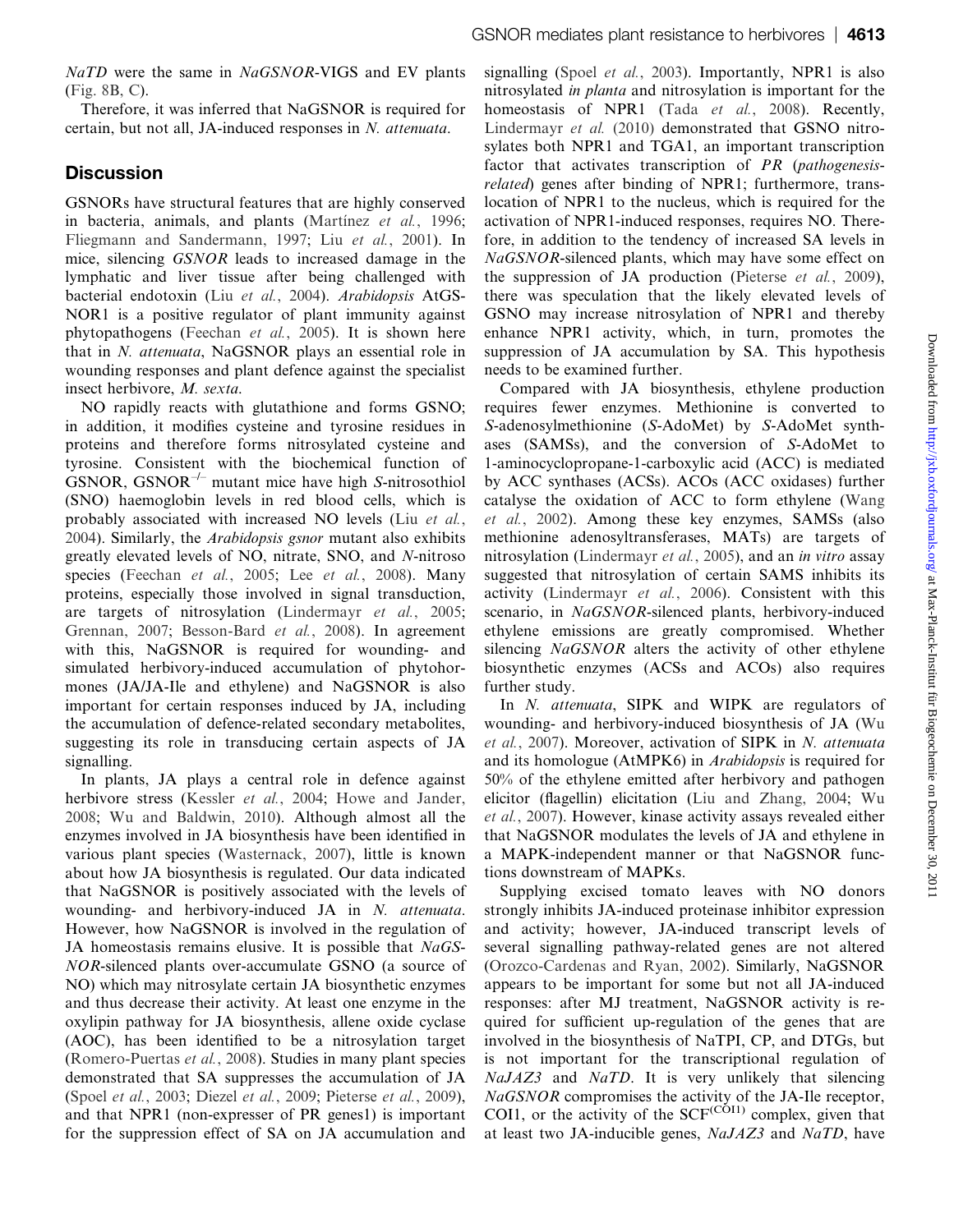*NaTD* were the same in *NaGSNOR*-VIGS and EV plants (Fig. 8B, C).

Therefore, it was inferred that NaGSNOR is required for certain, but not all, JA-induced responses in *N. attenuata*.

## Discussion

GSNORs have structural features that are highly conserved in bacteria, animals, and plants (Martínez *et al.*, 1996; Fliegmann and Sandermann, 1997; Liu *et al.*, 2001). In mice, silencing *GSNOR* leads to increased damage in the lymphatic and liver tissue after being challenged with bacterial endotoxin (Liu *et al.*, 2004). *Arabidopsis* AtGSNOR1 is a positive regulator of plant immunity against phytopathogens (Feechan *et al.*, 2005). It is shown here that in *N. attenuata*, NaGSNOR plays an essential role in wounding responses and plant defence against the specialist insect herbivore, *M. sexta*.

NO rapidly reacts with glutathione and forms GSNO; in addition, it modifies cysteine and tyrosine residues in proteins and therefore forms nitrosylated cysteine and tyrosine. Consistent with the biochemical function of GSNOR, GSNOR$^{-/-}$ mutant mice have high *S*-nitrosothiol (SNO) haemoglobin levels in red blood cells, which is probably associated with increased NO levels (Liu *et al.*, 2004). Similarly, the *Arabidopsis gsnor* mutant also exhibits greatly elevated levels of NO, nitrate, SNO, and *N*-nitroso species (Feechan *et al.*, 2005; Lee *et al.*, 2008). Many proteins, especially those involved in signal transduction, are targets of nitrosylation (Lindermayr *et al.*, 2005; Grennan, 2007; Besson-Bard *et al.*, 2008). In agreement with this, NaGSNOR is required for wounding- and simulated herbivory-induced accumulation of phytohormones (JA/JA-Ile and ethylene) and NaGSNOR is also important for certain responses induced by JA, including the accumulation of defence-related secondary metabolites, suggesting its role in transducing certain aspects of JA signalling.

In plants, JA plays a central role in defence against herbivore stress (Kessler *et al.*, 2004; Howe and Jander, 2008; Wu and Baldwin, 2010). Although almost all the enzymes involved in JA biosynthesis have been identified in various plant species (Wasternack, 2007), little is known about how JA biosynthesis is regulated. Our data indicated that NaGSNOR is positively associated with the levels of wounding- and herbivory-induced JA in *N. attenuata*. However, how NaGSNOR is involved in the regulation of JA homeostasis remains elusive. It is possible that *NaGSNOR*-silenced plants over-accumulate GSNO (a source of NO) which may nitrosylate certain JA biosynthetic enzymes and thus decrease their activity. At least one enzyme in the oxylipin pathway for JA biosynthesis, allene oxide cyclase (AOC), has been identified to be a nitrosylation target (Romero-Puertas *et al.*, 2008). Studies in many plant species demonstrated that SA suppresses the accumulation of JA (Spoel *et al.*, 2003; Diezel *et al.*, 2009; Pieterse *et al.*, 2009), and that NPR1 (non-expresser of PR genes1) is important for the suppression effect of SA on JA accumulation and signalling (Spoel *et al.*, 2003). Importantly, NPR1 is also nitrosylated *in planta* and nitrosylation is important for the homeostasis of NPR1 (Tada *et al.*, 2008). Recently, Lindermayr *et al.* (2010) demonstrated that GSNO nitrosylates both NPR1 and TGA1, an important transcription factor that activates transcription of *PR* (*pathogenesis-related*) genes after binding of NPR1; furthermore, translocation of NPR1 to the nucleus, which is required for the activation of NPR1-induced responses, requires NO. Therefore, in addition to the tendency of increased SA levels in *NaGSNOR*-silenced plants, which may have some effect on the suppression of JA production (Pieterse *et al.*, 2009), there was speculation that the likely elevated levels of GSNO may increase nitrosylation of NPR1 and thereby enhance NPR1 activity, which, in turn, promotes the suppression of JA accumulation by SA. This hypothesis needs to be examined further.

Compared with JA biosynthesis, ethylene production requires fewer enzymes. Methionine is converted to *S*-adenosylmethionine (*S*-AdoMet) by *S*-AdoMet synthases (SAMSs), and the conversion of *S*-AdoMet to 1-aminocyclopropane-1-carboxylic acid (ACC) is mediated by ACC synthases (ACSs). ACOs (ACC oxidases) further catalyse the oxidation of ACC to form ethylene (Wang *et al.*, 2002). Among these key enzymes, SAMSs (also methionine adenosyltransferases, MATs) are targets of nitrosylation (Lindermayr *et al.*, 2005), and an *in vitro* assay suggested that nitrosylation of certain SAMS inhibits its activity (Lindermayr *et al.*, 2006). Consistent with this scenario, in *NaGSNOR*-silenced plants, herbivory-induced ethylene emissions are greatly compromised. Whether silencing *NaGSNOR* alters the activity of other ethylene biosynthetic enzymes (ACSs and ACOs) also requires further study.

In *N. attenuata*, SIPK and WIPK are regulators of wounding- and herbivory-induced biosynthesis of JA (Wu *et al.*, 2007). Moreover, activation of SIPK in *N. attenuata* and its homologue (AtMPK6) in *Arabidopsis* is required for 50% of the ethylene emitted after herbivory and pathogen elicitor (flagellin) elicitation (Liu and Zhang, 2004; Wu *et al.*, 2007). However, kinase activity assays revealed either that NaGSNOR modulates the levels of JA and ethylene in a MAPK-independent manner or that NaGSNOR functions downstream of MAPKs.

Supplying excised tomato leaves with NO donors strongly inhibits JA-induced proteinase inhibitor expression and activity; however, JA-induced transcript levels of several signalling pathway-related genes are not altered (Orozco-Cardenas and Ryan, 2002). Similarly, NaGSNOR appears to be important for some but not all JA-induced responses: after MJ treatment, NaGSNOR activity is required for sufficient up-regulation of the genes that are involved in the biosynthesis of NaTPI, CP, and DTGs, but is not important for the transcriptional regulation of *NaJAZ3* and *NaTD*. It is very unlikely that silencing *NaGSNOR* compromises the activity of the JA-Ile receptor, COI1, or the activity of the SCF$^{(COI1)}$ complex, given that at least two JA-inducible genes, *NaJAZ3* and *NaTD*, have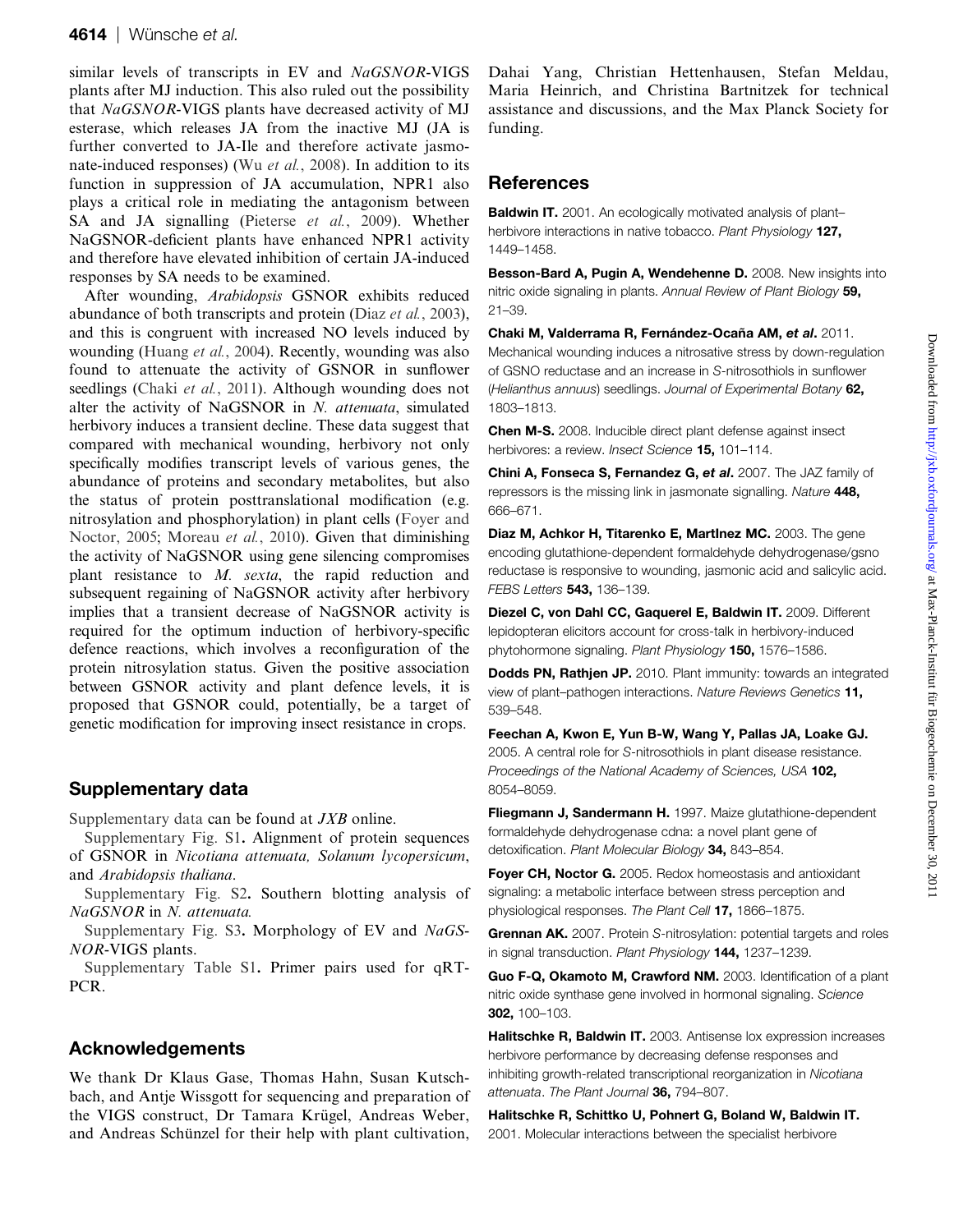similar levels of transcripts in EV and *NaGSNOR*-VIGS plants after MJ induction. This also ruled out the possibility that *NaGSNOR*-VIGS plants have decreased activity of MJ esterase, which releases JA from the inactive MJ (JA is further converted to JA-Ile and therefore activate jasmonate-induced responses) (Wu *et al.*, 2008). In addition to its function in suppression of JA accumulation, NPR1 also plays a critical role in mediating the antagonism between SA and JA signalling (Pieterse *et al.*, 2009). Whether NaGSNOR-deficient plants have enhanced NPR1 activity and therefore have elevated inhibition of certain JA-induced responses by SA needs to be examined.

After wounding, *Arabidopsis* GSNOR exhibits reduced abundance of both transcripts and protein (Diaz *et al.*, 2003), and this is congruent with increased NO levels induced by wounding (Huang *et al.*, 2004). Recently, wounding was also found to attenuate the activity of GSNOR in sunflower seedlings (Chaki *et al.*, 2011). Although wounding does not alter the activity of NaGSNOR in *N. attenuata*, simulated herbivory induces a transient decline. These data suggest that compared with mechanical wounding, herbivory not only specifically modifies transcript levels of various genes, the abundance of proteins and secondary metabolites, but also the status of protein posttranslational modification (e.g. nitrosylation and phosphorylation) in plant cells (Foyer and Noctor, 2005; Moreau *et al.*, 2010). Given that diminishing the activity of NaGSNOR using gene silencing compromises plant resistance to *M. sexta*, the rapid reduction and subsequent regaining of NaGSNOR activity after herbivory implies that a transient decrease of NaGSNOR activity is required for the optimum induction of herbivory-specific defence reactions, which involves a reconfiguration of the protein nitrosylation status. Given the positive association between GSNOR activity and plant defence levels, it is proposed that GSNOR could, potentially, be a target of genetic modification for improving insect resistance in crops.

## Supplementary data

Supplementary data can be found at *JXB* online.

Supplementary Fig. S1. Alignment of protein sequences of GSNOR in *Nicotiana attenuata, Solanum lycopersicum*, and *Arabidopsis thaliana*.

Supplementary Fig. S2. Southern blotting analysis of *NaGSNOR* in *N. attenuata.*

Supplementary Fig. S3. Morphology of EV and *NaGSNOR*-VIGS plants.

Supplementary Table S1. Primer pairs used for qRT-PCR.

## Acknowledgements

We thank Dr Klaus Gase, Thomas Hahn, Susan Kutschbach, and Antje Wissgott for sequencing and preparation of the VIGS construct, Dr Tamara Krügel, Andreas Weber, and Andreas Schünzel for their help with plant cultivation, Dahai Yang, Christian Hettenhausen, Stefan Meldau, Maria Heinrich, and Christina Bartnitzek for technical assistance and discussions, and the Max Planck Society for funding.

## References

**Baldwin IT.** 2001. An ecologically motivated analysis of plant–herbivore interactions in native tobacco. *Plant Physiology* **127,** 1449–1458.

**Besson-Bard A, Pugin A, Wendehenne D.** 2008. New insights into nitric oxide signaling in plants. *Annual Review of Plant Biology* **59,** 21–39.

**Chaki M, Valderrama R, Fernández-Ocaña AM, *et al*.** 2011. Mechanical wounding induces a nitrosative stress by down-regulation of GSNO reductase and an increase in *S*-nitrosothiols in sunflower (*Helianthus annuus*) seedlings. *Journal of Experimental Botany* **62,** 1803–1813.

**Chen M-S.** 2008. Inducible direct plant defense against insect herbivores: a review. *Insect Science* **15,** 101–114.

**Chini A, Fonseca S, Fernandez G, *et al*.** 2007. The JAZ family of repressors is the missing link in jasmonate signalling. *Nature* **448,** 666–671.

**Diaz M, Achkor H, Titarenko E, MartInez MC.** 2003. The gene encoding glutathione-dependent formaldehyde dehydrogenase/gsno reductase is responsive to wounding, jasmonic acid and salicylic acid. *FEBS Letters* **543,** 136–139.

**Diezel C, von Dahl CC, Gaquerel E, Baldwin IT.** 2009. Different lepidopteran elicitors account for cross-talk in herbivory-induced phytohormone signaling. *Plant Physiology* **150,** 1576–1586.

**Dodds PN, Rathjen JP.** 2010. Plant immunity: towards an integrated view of plant–pathogen interactions. *Nature Reviews Genetics* **11,** 539–548.

**Feechan A, Kwon E, Yun B-W, Wang Y, Pallas JA, Loake GJ.** 2005. A central role for *S*-nitrosothiols in plant disease resistance. *Proceedings of the National Academy of Sciences, USA* **102,** 8054–8059.

**Fliegmann J, Sandermann H.** 1997. Maize glutathione-dependent formaldehyde dehydrogenase cdna: a novel plant gene of detoxification. *Plant Molecular Biology* **34,** 843–854.

**Foyer CH, Noctor G.** 2005. Redox homeostasis and antioxidant signaling: a metabolic interface between stress perception and physiological responses. *The Plant Cell* **17,** 1866–1875.

**Grennan AK.** 2007. Protein *S*-nitrosylation: potential targets and roles in signal transduction. *Plant Physiology* **144,** 1237–1239.

**Guo F-Q, Okamoto M, Crawford NM.** 2003. Identification of a plant nitric oxide synthase gene involved in hormonal signaling. *Science* **302,** 100–103.

**Halitschke R, Baldwin IT.** 2003. Antisense lox expression increases herbivore performance by decreasing defense responses and inhibiting growth-related transcriptional reorganization in *Nicotiana attenuata*. *The Plant Journal* **36,** 794–807.

**Halitschke R, Schittko U, Pohnert G, Boland W, Baldwin IT.** 2001. Molecular interactions between the specialist herbivore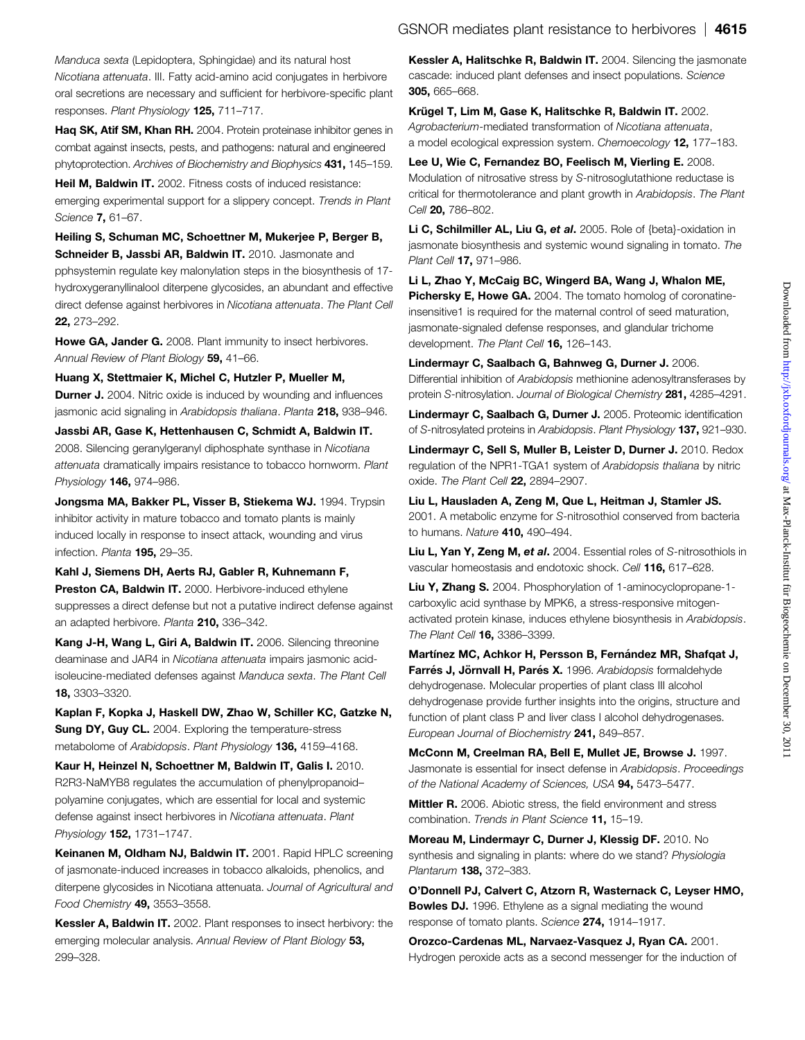Manduca sexta (Lepidoptera, Sphingidae) and its natural host *Nicotiana attenuata*. III. Fatty acid-amino acid conjugates in herbivore oral secretions are necessary and sufficient for herbivore-specific plant responses. *Plant Physiology* **125,** 711–717.

**Haq SK, Atif SM, Khan RH.** 2004. Protein proteinase inhibitor genes in combat against insects, pests, and pathogens: natural and engineered phytoprotection. *Archives of Biochemistry and Biophysics* **431,** 145–159.

**Heil M, Baldwin IT.** 2002. Fitness costs of induced resistance: emerging experimental support for a slippery concept. *Trends in Plant Science* **7,** 61–67.

**Heiling S, Schuman MC, Schoettner M, Mukerjee P, Berger B, Schneider B, Jassbi AR, Baldwin IT.** 2010. Jasmonate and ppHsystemin regulate key malonylation steps in the biosynthesis of 17-hydroxygeranyllinalool diterpene glycosides, an abundant and effective direct defense against herbivores in *Nicotiana attenuata*. *The Plant Cell* **22,** 273–292.

**Howe GA, Jander G.** 2008. Plant immunity to insect herbivores. *Annual Review of Plant Biology* **59,** 41–66.

**Huang X, Stettmaier K, Michel C, Hutzler P, Mueller M, Durner J.** 2004. Nitric oxide is induced by wounding and influences jasmonic acid signaling in *Arabidopsis thaliana*. *Planta* **218,** 938–946.

**Jassbi AR, Gase K, Hettenhausen C, Schmidt A, Baldwin IT.** 2008. Silencing geranylgeranyl diphosphate synthase in *Nicotiana attenuata* dramatically impairs resistance to tobacco hornworm. *Plant Physiology* **146,** 974–986.

**Jongsma MA, Bakker PL, Visser B, Stiekema WJ.** 1994. Trypsin inhibitor activity in mature tobacco and tomato plants is mainly induced locally in response to insect attack, wounding and virus infection. *Planta* **195,** 29–35.

**Kahl J, Siemens DH, Aerts RJ, Gabler R, Kuhnemann F, Preston CA, Baldwin IT.** 2000. Herbivore-induced ethylene suppresses a direct defense but not a putative indirect defense against an adapted herbivore. *Planta* **210,** 336–342.

**Kang J-H, Wang L, Giri A, Baldwin IT.** 2006. Silencing threonine deaminase and JAR4 in *Nicotiana attenuata* impairs jasmonic acid-isoleucine-mediated defenses against *Manduca sexta*. *The Plant Cell* **18,** 3303–3320.

**Kaplan F, Kopka J, Haskell DW, Zhao W, Schiller KC, Gatzke N, Sung DY, Guy CL.** 2004. Exploring the temperature-stress metabolome of *Arabidopsis*. *Plant Physiology* **136,** 4159–4168.

**Kaur H, Heinzel N, Schoettner M, Baldwin IT, Galis I.** 2010. R2R3-NaMYB8 regulates the accumulation of phenylpropanoid–polyamine conjugates, which are essential for local and systemic defense against insect herbivores in *Nicotiana attenuata*. *Plant Physiology* **152,** 1731–1747.

**Keinanen M, Oldham NJ, Baldwin IT.** 2001. Rapid HPLC screening of jasmonate-induced increases in tobacco alkaloids, phenolics, and diterpene glycosides in Nicotiana attenuata. *Journal of Agricultural and Food Chemistry* **49,** 3553–3558.

**Kessler A, Baldwin IT.** 2002. Plant responses to insect herbivory: the emerging molecular analysis. *Annual Review of Plant Biology* **53,** 299–328.

**Kessler A, Halitschke R, Baldwin IT.** 2004. Silencing the jasmonate cascade: induced plant defenses and insect populations. *Science* **305,** 665–668.

**Krügel T, Lim M, Gase K, Halitschke R, Baldwin IT.** 2002. *Agrobacterium*-mediated transformation of *Nicotiana attenuata*, a model ecological expression system. *Chemoecology* **12,** 177–183.

**Lee U, Wie C, Fernandez BO, Feelisch M, Vierling E.** 2008. Modulation of nitrosative stress by *S*-nitrosoglutathione reductase is critical for thermotolerance and plant growth in *Arabidopsis*. *The Plant Cell* **20,** 786–802.

**Li C, Schilmiller AL, Liu G, *et al*.** 2005. Role of {beta}-oxidation in jasmonate biosynthesis and systemic wound signaling in tomato. *The Plant Cell* **17,** 971–986.

**Li L, Zhao Y, McCaig BC, Wingerd BA, Wang J, Whalon ME, Pichersky E, Howe GA.** 2004. The tomato homolog of coronatine-insensitive1 is required for the maternal control of seed maturation, jasmonate-signaled defense responses, and glandular trichome development. *The Plant Cell* **16,** 126–143.

**Lindermayr C, Saalbach G, Bahnweg G, Durner J.** 2006. Differential inhibition of *Arabidopsis* methionine adenosyltransferases by protein *S*-nitrosylation. *Journal of Biological Chemistry* **281,** 4285–4291.

**Lindermayr C, Saalbach G, Durner J.** 2005. Proteomic identification of *S*-nitrosylated proteins in *Arabidopsis*. *Plant Physiology* **137,** 921–930.

**Lindermayr C, Sell S, Muller B, Leister D, Durner J.** 2010. Redox regulation of the NPR1-TGA1 system of *Arabidopsis thaliana* by nitric oxide. *The Plant Cell* **22,** 2894–2907.

**Liu L, Hausladen A, Zeng M, Que L, Heitman J, Stamler JS.** 2001. A metabolic enzyme for *S*-nitrosothiol conserved from bacteria to humans. *Nature* **410,** 490–494.

**Liu L, Yan Y, Zeng M, *et al*.** 2004. Essential roles of *S*-nitrosothiols in vascular homeostasis and endotoxic shock. *Cell* **116,** 617–628.

**Liu Y, Zhang S.** 2004. Phosphorylation of 1-aminocyclopropane-1-carboxylic acid synthase by MPK6, a stress-responsive mitogen-activated protein kinase, induces ethylene biosynthesis in *Arabidopsis*. *The Plant Cell* **16,** 3386–3399.

**Martínez MC, Achkor H, Persson B, Fernández MR, Shafqat J, Farrés J, Jörnvall H, Parés X.** 1996. *Arabidopsis* formaldehyde dehydrogenase. Molecular properties of plant class III alcohol dehydrogenase provide further insights into the origins, structure and function of plant class P and liver class I alcohol dehydrogenases. *European Journal of Biochemistry* **241,** 849–857.

**McConn M, Creelman RA, Bell E, Mullet JE, Browse J.** 1997. Jasmonate is essential for insect defense in *Arabidopsis*. *Proceedings of the National Academy of Sciences, USA* **94,** 5473–5477.

**Mittler R.** 2006. Abiotic stress, the field environment and stress combination. *Trends in Plant Science* **11,** 15–19.

**Moreau M, Lindermayr C, Durner J, Klessig DF.** 2010. No synthesis and signaling in plants: where do we stand? *Physiologia Plantarum* **138,** 372–383.

**O'Donnell PJ, Calvert C, Atzorn R, Wasternack C, Leyser HMO, Bowles DJ.** 1996. Ethylene as a signal mediating the wound response of tomato plants. *Science* **274,** 1914–1917.

**Orozco-Cardenas ML, Narvaez-Vasquez J, Ryan CA.** 2001. Hydrogen peroxide acts as a second messenger for the induction of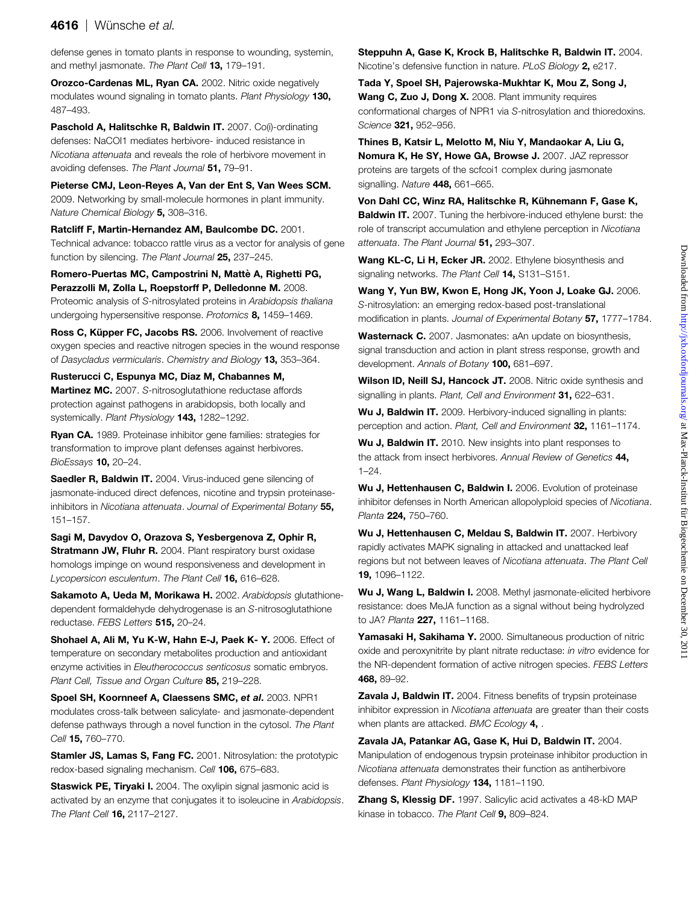defense genes in tomato plants in response to wounding, systemin, and methyl jasmonate. *The Plant Cell* **13,** 179–191.

**Orozco-Cardenas ML, Ryan CA.** 2002. Nitric oxide negatively modulates wound signaling in tomato plants. *Plant Physiology* **130,** 487–493.

**Paschold A, Halitschke R, Baldwin IT.** 2007. Co(i)-ordinating defenses: NaCOI1 mediates herbivore- induced resistance in *Nicotiana attenuata* and reveals the role of herbivore movement in avoiding defenses. *The Plant Journal* **51,** 79–91.

**Pieterse CMJ, Leon-Reyes A, Van der Ent S, Van Wees SCM.** 2009. Networking by small-molecule hormones in plant immunity. *Nature Chemical Biology* **5,** 308–316.

**Ratcliff F, Martin-Hernandez AM, Baulcombe DC.** 2001. Technical advance: tobacco rattle virus as a vector for analysis of gene function by silencing. *The Plant Journal* **25,** 237–245.

**Romero-Puertas MC, Campostrini N, Mattè A, Righetti PG, Perazzolli M, Zolla L, Roepstorff P, Delledonne M.** 2008. Proteomic analysis of *S*-nitrosylated proteins in *Arabidopsis thaliana* undergoing hypersensitive response. *Protomics* **8,** 1459–1469.

**Ross C, Küpper FC, Jacobs RS.** 2006. Involvement of reactive oxygen species and reactive nitrogen species in the wound response of *Dasycladus vermicularis*. *Chemistry and Biology* **13,** 353–364.

**Rusterucci C, Espunya MC, Diaz M, Chabannes M, Martinez MC.** 2007. *S*-nitrosoglutathione reductase affords protection against pathogens in arabidopsis, both locally and systemically. *Plant Physiology* **143,** 1282–1292.

**Ryan CA.** 1989. Proteinase inhibitor gene families: strategies for transformation to improve plant defenses against herbivores. *BioEssays* **10,** 20–24.

**Saedler R, Baldwin IT.** 2004. Virus-induced gene silencing of jasmonate-induced direct defences, nicotine and trypsin proteinase-inhibitors in *Nicotiana attenuata*. *Journal of Experimental Botany* **55,** 151–157.

**Sagi M, Davydov O, Orazova S, Yesbergenova Z, Ophir R, Stratmann JW, Fluhr R.** 2004. Plant respiratory burst oxidase homologs impinge on wound responsiveness and development in *Lycopersicon esculentum*. *The Plant Cell* **16,** 616–628.

**Sakamoto A, Ueda M, Morikawa H.** 2002. *Arabidopsis* glutathione-dependent formaldehyde dehydrogenase is an *S*-nitrosoglutathione reductase. *FEBS Letters* **515,** 20–24.

**Shohael A, Ali M, Yu K-W, Hahn E-J, Paek K- Y.** 2006. Effect of temperature on secondary metabolites production and antioxidant enzyme activities in *Eleutherococcus senticosus* somatic embryos. *Plant Cell, Tissue and Organ Culture* **85,** 219–228.

**Spoel SH, Koornneef A, Claessens SMC, *et al*.** 2003. NPR1 modulates cross-talk between salicylate- and jasmonate-dependent defense pathways through a novel function in the cytosol. *The Plant Cell* **15,** 760–770.

**Stamler JS, Lamas S, Fang FC.** 2001. Nitrosylation: the prototypic redox-based signaling mechanism. *Cell* **106,** 675–683.

**Staswick PE, Tiryaki I.** 2004. The oxylipin signal jasmonic acid is activated by an enzyme that conjugates it to isoleucine in *Arabidopsis*. *The Plant Cell* **16,** 2117–2127.

**Steppuhn A, Gase K, Krock B, Halitschke R, Baldwin IT.** 2004. Nicotine's defensive function in nature. *PLoS Biology* **2,** e217.

**Tada Y, Spoel SH, Pajerowska-Mukhtar K, Mou Z, Song J, Wang C, Zuo J, Dong X.** 2008. Plant immunity requires conformational charges of NPR1 via *S*-nitrosylation and thioredoxins. *Science* **321,** 952–956.

**Thines B, Katsir L, Melotto M, Niu Y, Mandaokar A, Liu G, Nomura K, He SY, Howe GA, Browse J.** 2007. JAZ repressor proteins are targets of the scfcoi1 complex during jasmonate signalling. *Nature* **448,** 661–665.

**Von Dahl CC, Winz RA, Halitschke R, Kühnemann F, Gase K, Baldwin IT.** 2007. Tuning the herbivore-induced ethylene burst: the role of transcript accumulation and ethylene perception in *Nicotiana attenuata*. *The Plant Journal* **51,** 293–307.

**Wang KL-C, Li H, Ecker JR.** 2002. Ethylene biosynthesis and signaling networks. *The Plant Cell* **14,** S131–S151.

**Wang Y, Yun BW, Kwon E, Hong JK, Yoon J, Loake GJ.** 2006. *S*-nitrosylation: an emerging redox-based post-translational modification in plants. *Journal of Experimental Botany* **57,** 1777–1784.

**Wasternack C.** 2007. Jasmonates: aAn update on biosynthesis, signal transduction and action in plant stress response, growth and development. *Annals of Botany* **100,** 681–697.

**Wilson ID, Neill SJ, Hancock JT.** 2008. Nitric oxide synthesis and signalling in plants. *Plant, Cell and Environment* **31,** 622–631.

**Wu J, Baldwin IT.** 2009. Herbivory-induced signalling in plants: perception and action. *Plant, Cell and Environment* **32,** 1161–1174.

**Wu J, Baldwin IT.** 2010. New insights into plant responses to the attack from insect herbivores. *Annual Review of Genetics* **44,** 1–24.

**Wu J, Hettenhausen C, Baldwin I.** 2006. Evolution of proteinase inhibitor defenses in North American allopolyploid species of *Nicotiana*. *Planta* **224,** 750–760.

**Wu J, Hettenhausen C, Meldau S, Baldwin IT.** 2007. Herbivory rapidly activates MAPK signaling in attacked and unattacked leaf regions but not between leaves of *Nicotiana attenuata*. *The Plant Cell* **19,** 1096–1122.

**Wu J, Wang L, Baldwin I.** 2008. Methyl jasmonate-elicited herbivore resistance: does MeJA function as a signal without being hydrolyzed to JA? *Planta* **227,** 1161–1168.

**Yamasaki H, Sakihama Y.** 2000. Simultaneous production of nitric oxide and peroxynitrite by plant nitrate reductase: *in vitro* evidence for the NR-dependent formation of active nitrogen species. *FEBS Letters* **468,** 89–92.

**Zavala J, Baldwin IT.** 2004. Fitness benefits of trypsin proteinase inhibitor expression in *Nicotiana attenuata* are greater than their costs when plants are attacked. *BMC Ecology* **4,** .

**Zavala JA, Patankar AG, Gase K, Hui D, Baldwin IT.** 2004. Manipulation of endogenous trypsin proteinase inhibitor production in *Nicotiana attenuata* demonstrates their function as antiherbivore defenses. *Plant Physiology* **134,** 1181–1190.

**Zhang S, Klessig DF.** 1997. Salicylic acid activates a 48-kD MAP kinase in tobacco. *The Plant Cell* **9,** 809–824.